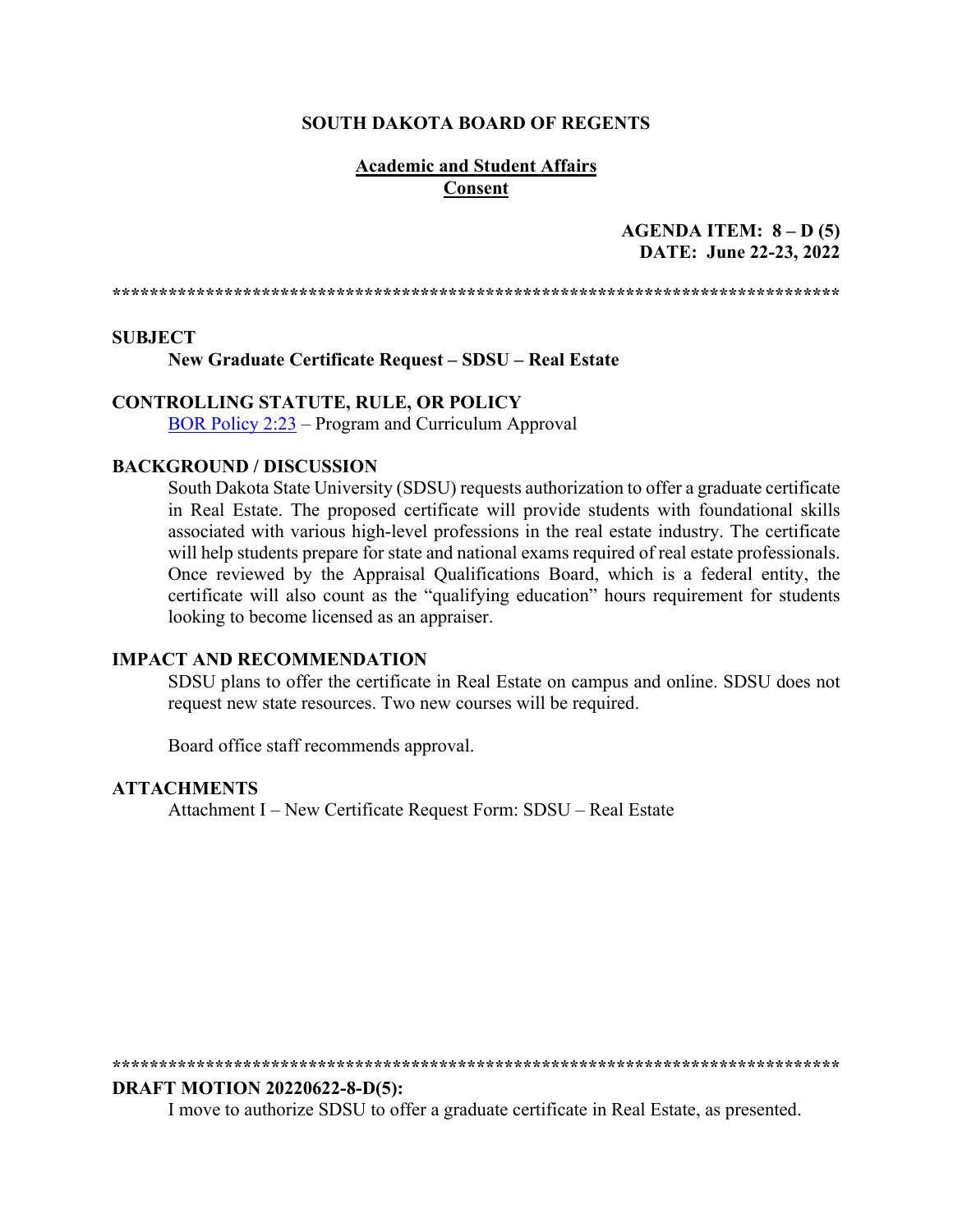**SOUTH DAKOTA BOARD OF REGENTS**

**Academic and Student Affairs**
**Consent**

**AGENDA ITEM: 8 – D (5)**
**DATE: June 22-23, 2022**

******************************************************************************

**SUBJECT**

**New Graduate Certificate Request – SDSU – Real Estate**

**CONTROLLING STATUTE, RULE, OR POLICY**

BOR Policy 2:23 – Program and Curriculum Approval

**BACKGROUND / DISCUSSION**

South Dakota State University (SDSU) requests authorization to offer a graduate certificate in Real Estate. The proposed certificate will provide students with foundational skills associated with various high-level professions in the real estate industry. The certificate will help students prepare for state and national exams required of real estate professionals. Once reviewed by the Appraisal Qualifications Board, which is a federal entity, the certificate will also count as the "qualifying education" hours requirement for students looking to become licensed as an appraiser.

**IMPACT AND RECOMMENDATION**

SDSU plans to offer the certificate in Real Estate on campus and online. SDSU does not request new state resources. Two new courses will be required.

Board office staff recommends approval.

**ATTACHMENTS**

Attachment I – New Certificate Request Form: SDSU – Real Estate

******************************************************************************

**DRAFT MOTION 20220622-8-D(5):**

I move to authorize SDSU to offer a graduate certificate in Real Estate, as presented.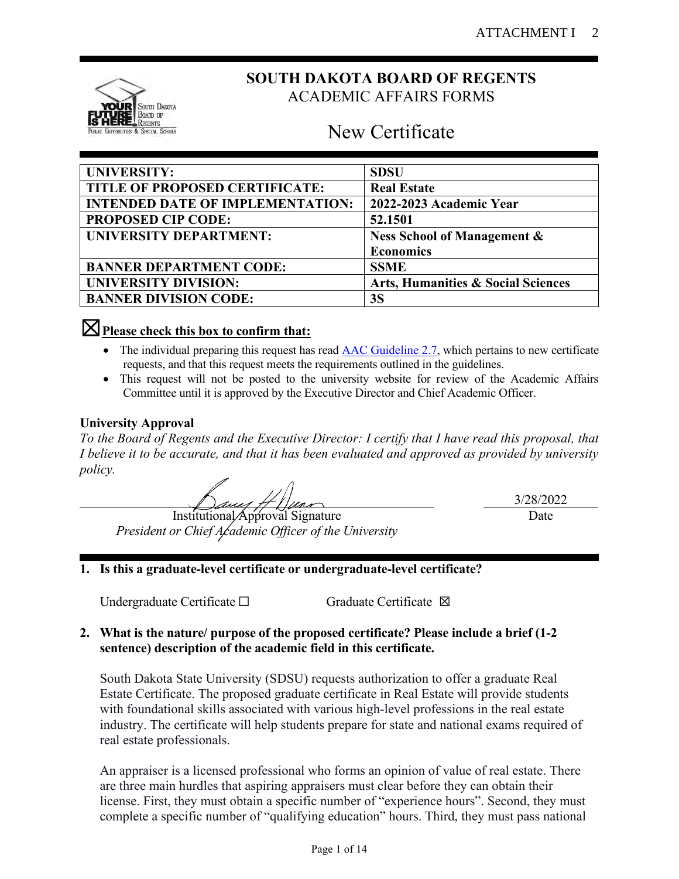# SOUTH DAKOTA BOARD OF REGENTS

ACADEMIC AFFAIRS FORMS

## New Certificate

| UNIVERSITY: | SDSU |
|---|---|
| TITLE OF PROPOSED CERTIFICATE: | Real Estate |
| INTENDED DATE OF IMPLEMENTATION: | 2022-2023 Academic Year |
| PROPOSED CIP CODE: | 52.1501 |
| UNIVERSITY DEPARTMENT: | Ness School of Management & Economics |
| BANNER DEPARTMENT CODE: | SSME |
| UNIVERSITY DIVISION: | Arts, Humanities & Social Sciences |
| BANNER DIVISION CODE: | 3S |

☒ **Please check this box to confirm that:**

- The individual preparing this request has read AAC Guideline 2.7, which pertains to new certificate requests, and that this request meets the requirements outlined in the guidelines.
- This request will not be posted to the university website for review of the Academic Affairs Committee until it is approved by the Executive Director and Chief Academic Officer.

**University Approval**

*To the Board of Regents and the Executive Director: I certify that I have read this proposal, that I believe it to be accurate, and that it has been evaluated and approved as provided by university policy.*

Institutional Approval Signature
*President or Chief Academic Officer of the University*

3/28/2022
Date

**1. Is this a graduate-level certificate or undergraduate-level certificate?**

Undergraduate Certificate ☐ Graduate Certificate ☒

**2. What is the nature/ purpose of the proposed certificate? Please include a brief (1-2 sentence) description of the academic field in this certificate.**

South Dakota State University (SDSU) requests authorization to offer a graduate Real Estate Certificate. The proposed graduate certificate in Real Estate will provide students with foundational skills associated with various high-level professions in the real estate industry. The certificate will help students prepare for state and national exams required of real estate professionals.

An appraiser is a licensed professional who forms an opinion of value of real estate. There are three main hurdles that aspiring appraisers must clear before they can obtain their license. First, they must obtain a specific number of "experience hours". Second, they must complete a specific number of "qualifying education" hours. Third, they must pass national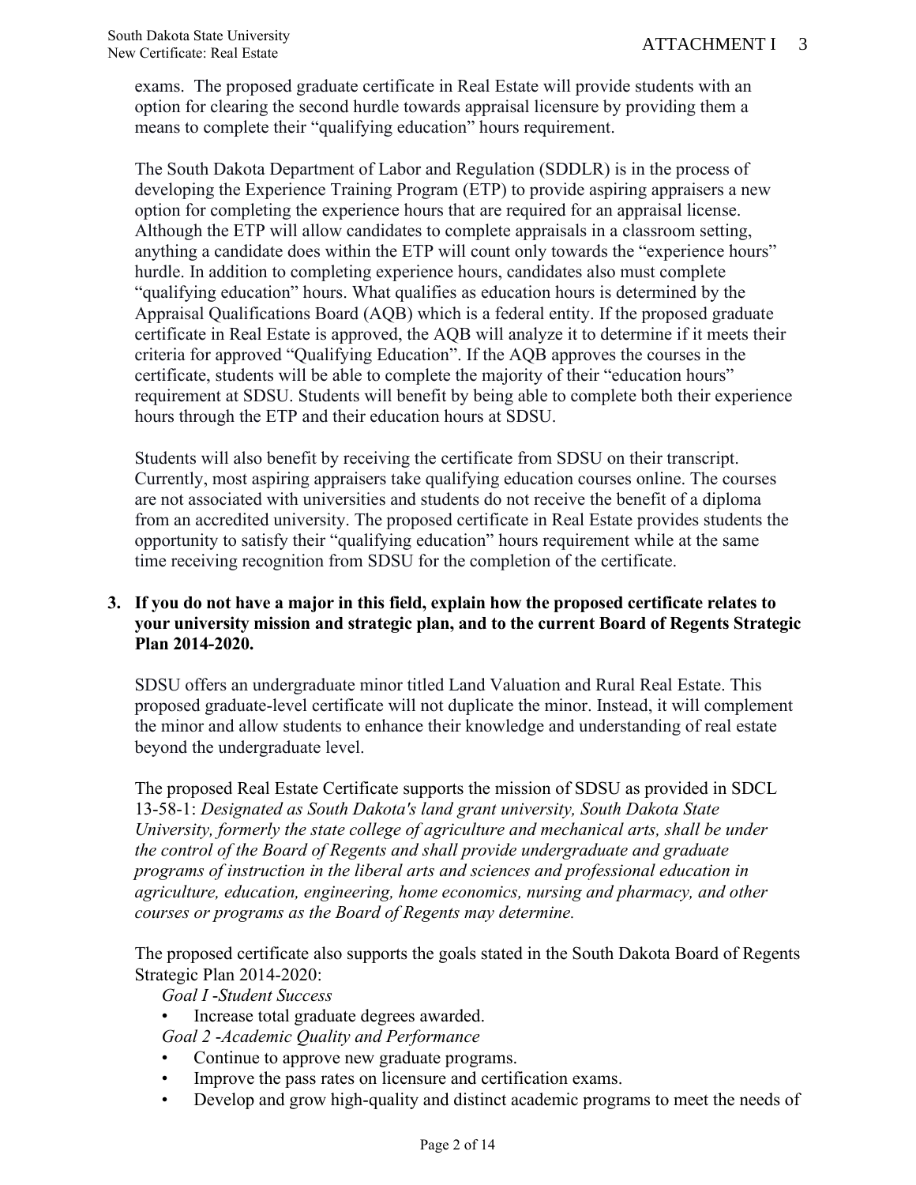exams. The proposed graduate certificate in Real Estate will provide students with an option for clearing the second hurdle towards appraisal licensure by providing them a means to complete their "qualifying education" hours requirement.

The South Dakota Department of Labor and Regulation (SDDLR) is in the process of developing the Experience Training Program (ETP) to provide aspiring appraisers a new option for completing the experience hours that are required for an appraisal license. Although the ETP will allow candidates to complete appraisals in a classroom setting, anything a candidate does within the ETP will count only towards the "experience hours" hurdle. In addition to completing experience hours, candidates also must complete "qualifying education" hours. What qualifies as education hours is determined by the Appraisal Qualifications Board (AQB) which is a federal entity. If the proposed graduate certificate in Real Estate is approved, the AQB will analyze it to determine if it meets their criteria for approved "Qualifying Education". If the AQB approves the courses in the certificate, students will be able to complete the majority of their "education hours" requirement at SDSU. Students will benefit by being able to complete both their experience hours through the ETP and their education hours at SDSU.

Students will also benefit by receiving the certificate from SDSU on their transcript. Currently, most aspiring appraisers take qualifying education courses online. The courses are not associated with universities and students do not receive the benefit of a diploma from an accredited university. The proposed certificate in Real Estate provides students the opportunity to satisfy their "qualifying education" hours requirement while at the same time receiving recognition from SDSU for the completion of the certificate.

**3. If you do not have a major in this field, explain how the proposed certificate relates to your university mission and strategic plan, and to the current Board of Regents Strategic Plan 2014-2020.**

SDSU offers an undergraduate minor titled Land Valuation and Rural Real Estate. This proposed graduate-level certificate will not duplicate the minor. Instead, it will complement the minor and allow students to enhance their knowledge and understanding of real estate beyond the undergraduate level.

The proposed Real Estate Certificate supports the mission of SDSU as provided in SDCL 13-58-1: *Designated as South Dakota's land grant university, South Dakota State University, formerly the state college of agriculture and mechanical arts, shall be under the control of the Board of Regents and shall provide undergraduate and graduate programs of instruction in the liberal arts and sciences and professional education in agriculture, education, engineering, home economics, nursing and pharmacy, and other courses or programs as the Board of Regents may determine.*

The proposed certificate also supports the goals stated in the South Dakota Board of Regents Strategic Plan 2014-2020:

*Goal I -Student Success*

- Increase total graduate degrees awarded.

*Goal 2 -Academic Quality and Performance*

- Continue to approve new graduate programs.
- Improve the pass rates on licensure and certification exams.
- Develop and grow high-quality and distinct academic programs to meet the needs of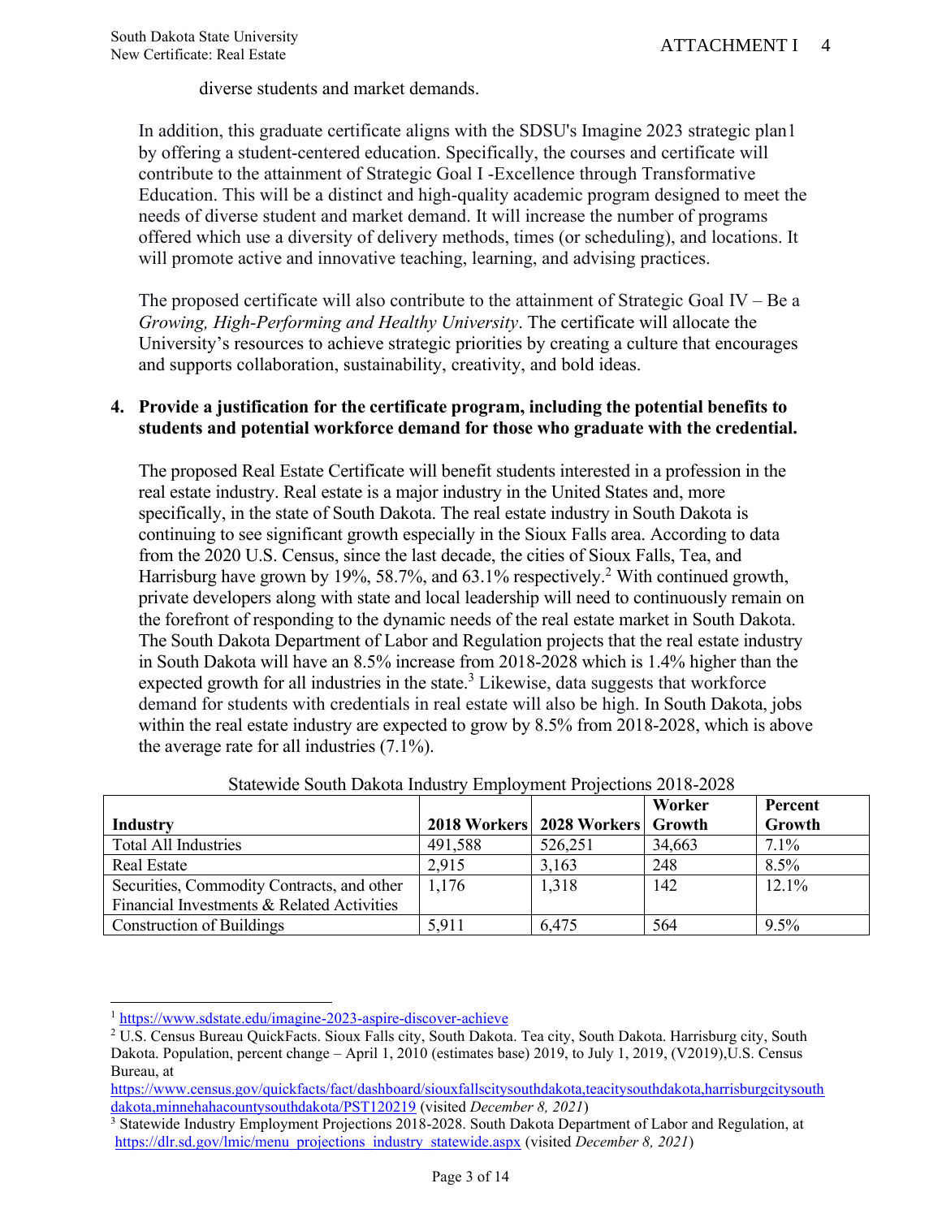diverse students and market demands.

In addition, this graduate certificate aligns with the SDSU's Imagine 2023 strategic plan1 by offering a student-centered education. Specifically, the courses and certificate will contribute to the attainment of Strategic Goal I -Excellence through Transformative Education. This will be a distinct and high-quality academic program designed to meet the needs of diverse student and market demand. It will increase the number of programs offered which use a diversity of delivery methods, times (or scheduling), and locations. It will promote active and innovative teaching, learning, and advising practices.

The proposed certificate will also contribute to the attainment of Strategic Goal IV – Be a *Growing, High-Performing and Healthy University*. The certificate will allocate the University's resources to achieve strategic priorities by creating a culture that encourages and supports collaboration, sustainability, creativity, and bold ideas.

**4. Provide a justification for the certificate program, including the potential benefits to students and potential workforce demand for those who graduate with the credential.**

The proposed Real Estate Certificate will benefit students interested in a profession in the real estate industry. Real estate is a major industry in the United States and, more specifically, in the state of South Dakota. The real estate industry in South Dakota is continuing to see significant growth especially in the Sioux Falls area. According to data from the 2020 U.S. Census, since the last decade, the cities of Sioux Falls, Tea, and Harrisburg have grown by 19%, 58.7%, and 63.1% respectively.[2] With continued growth, private developers along with state and local leadership will need to continuously remain on the forefront of responding to the dynamic needs of the real estate market in South Dakota. The South Dakota Department of Labor and Regulation projects that the real estate industry in South Dakota will have an 8.5% increase from 2018-2028 which is 1.4% higher than the expected growth for all industries in the state.[3] Likewise, data suggests that workforce demand for students with credentials in real estate will also be high. In South Dakota, jobs within the real estate industry are expected to grow by 8.5% from 2018-2028, which is above the average rate for all industries (7.1%).

Statewide South Dakota Industry Employment Projections 2018-2028

| Industry | 2018 Workers | 2028 Workers | Worker Growth | Percent Growth |
|---|---|---|---|---|
| Total All Industries | 491,588 | 526,251 | 34,663 | 7.1% |
| Real Estate | 2,915 | 3,163 | 248 | 8.5% |
| Securities, Commodity Contracts, and other Financial Investments & Related Activities | 1,176 | 1,318 | 142 | 12.1% |
| Construction of Buildings | 5,911 | 6,475 | 564 | 9.5% |

[1] https://www.sdstate.edu/imagine-2023-aspire-discover-achieve

[2] U.S. Census Bureau QuickFacts. Sioux Falls city, South Dakota. Tea city, South Dakota. Harrisburg city, South Dakota. Population, percent change – April 1, 2010 (estimates base) 2019, to July 1, 2019, (V2019),U.S. Census Bureau, at https://www.census.gov/quickfacts/fact/dashboard/siouxfallscitysouthdakota,teacitysouthdakota,harrisburgcitysouthdakota,minnehahacountysouthdakota/PST120219 (visited *December 8, 2021*)

[3] Statewide Industry Employment Projections 2018-2028. South Dakota Department of Labor and Regulation, at https://dlr.sd.gov/lmic/menu_projections_industry_statewide.aspx (visited *December 8, 2021*)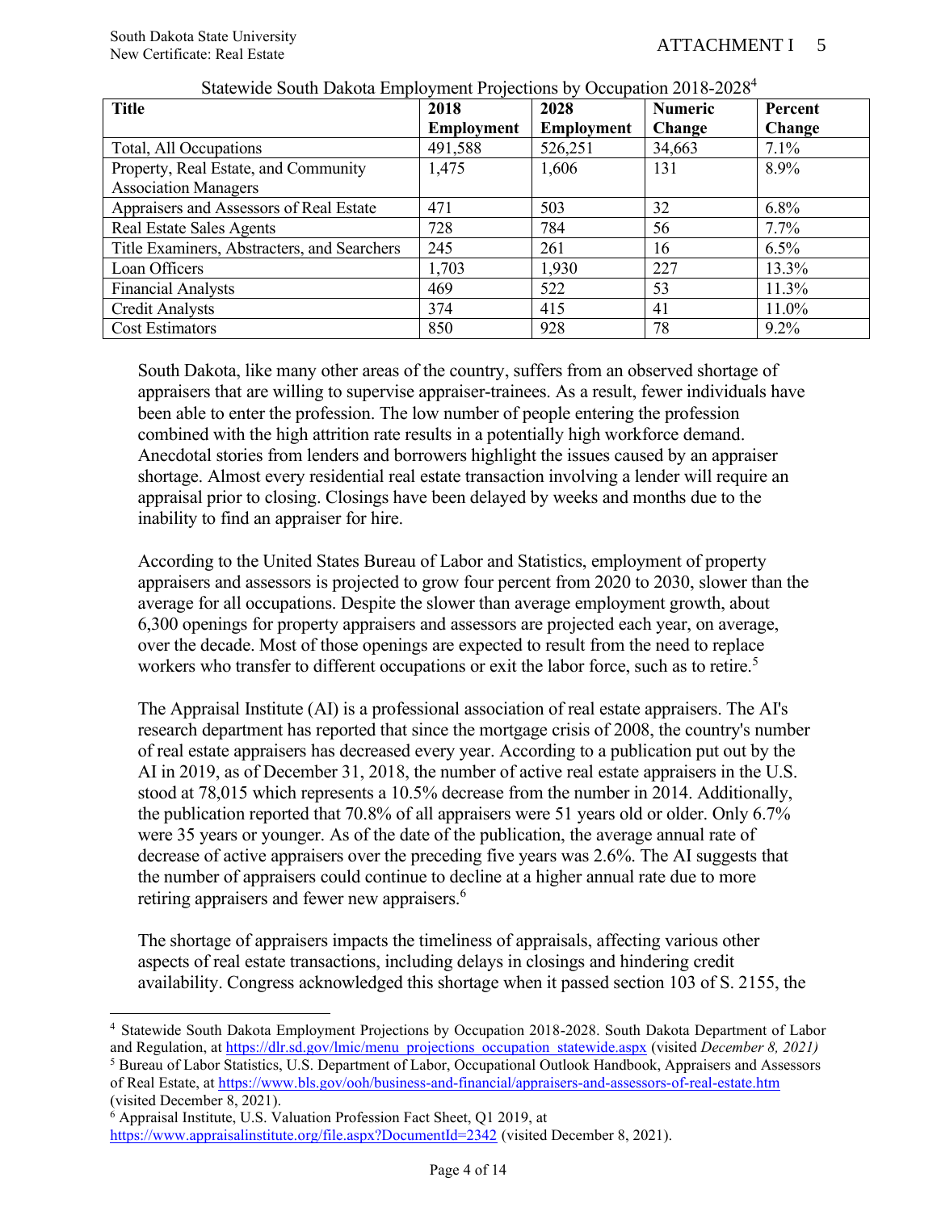Statewide South Dakota Employment Projections by Occupation 2018-2028[4]

| Title | 2018 Employment | 2028 Employment | Numeric Change | Percent Change |
| --- | --- | --- | --- | --- |
| Total, All Occupations | 491,588 | 526,251 | 34,663 | 7.1% |
| Property, Real Estate, and Community Association Managers | 1,475 | 1,606 | 131 | 8.9% |
| Appraisers and Assessors of Real Estate | 471 | 503 | 32 | 6.8% |
| Real Estate Sales Agents | 728 | 784 | 56 | 7.7% |
| Title Examiners, Abstracters, and Searchers | 245 | 261 | 16 | 6.5% |
| Loan Officers | 1,703 | 1,930 | 227 | 13.3% |
| Financial Analysts | 469 | 522 | 53 | 11.3% |
| Credit Analysts | 374 | 415 | 41 | 11.0% |
| Cost Estimators | 850 | 928 | 78 | 9.2% |

South Dakota, like many other areas of the country, suffers from an observed shortage of appraisers that are willing to supervise appraiser-trainees. As a result, fewer individuals have been able to enter the profession. The low number of people entering the profession combined with the high attrition rate results in a potentially high workforce demand. Anecdotal stories from lenders and borrowers highlight the issues caused by an appraiser shortage. Almost every residential real estate transaction involving a lender will require an appraisal prior to closing. Closings have been delayed by weeks and months due to the inability to find an appraiser for hire.

According to the United States Bureau of Labor and Statistics, employment of property appraisers and assessors is projected to grow four percent from 2020 to 2030, slower than the average for all occupations. Despite the slower than average employment growth, about 6,300 openings for property appraisers and assessors are projected each year, on average, over the decade. Most of those openings are expected to result from the need to replace workers who transfer to different occupations or exit the labor force, such as to retire.[5]

The Appraisal Institute (AI) is a professional association of real estate appraisers. The AI's research department has reported that since the mortgage crisis of 2008, the country's number of real estate appraisers has decreased every year. According to a publication put out by the AI in 2019, as of December 31, 2018, the number of active real estate appraisers in the U.S. stood at 78,015 which represents a 10.5% decrease from the number in 2014. Additionally, the publication reported that 70.8% of all appraisers were 51 years old or older. Only 6.7% were 35 years or younger. As of the date of the publication, the average annual rate of decrease of active appraisers over the preceding five years was 2.6%. The AI suggests that the number of appraisers could continue to decline at a higher annual rate due to more retiring appraisers and fewer new appraisers.[6]

The shortage of appraisers impacts the timeliness of appraisals, affecting various other aspects of real estate transactions, including delays in closings and hindering credit availability. Congress acknowledged this shortage when it passed section 103 of S. 2155, the

---

[4] Statewide South Dakota Employment Projections by Occupation 2018-2028. South Dakota Department of Labor and Regulation, at https://dlr.sd.gov/lmic/menu_projections_occupation_statewide.aspx (visited *December 8, 2021)*

[5] Bureau of Labor Statistics, U.S. Department of Labor, Occupational Outlook Handbook, Appraisers and Assessors of Real Estate, at https://www.bls.gov/ooh/business-and-financial/appraisers-and-assessors-of-real-estate.htm (visited December 8, 2021).

[6] Appraisal Institute, U.S. Valuation Profession Fact Sheet, Q1 2019, at https://www.appraisalinstitute.org/file.aspx?DocumentId=2342 (visited December 8, 2021).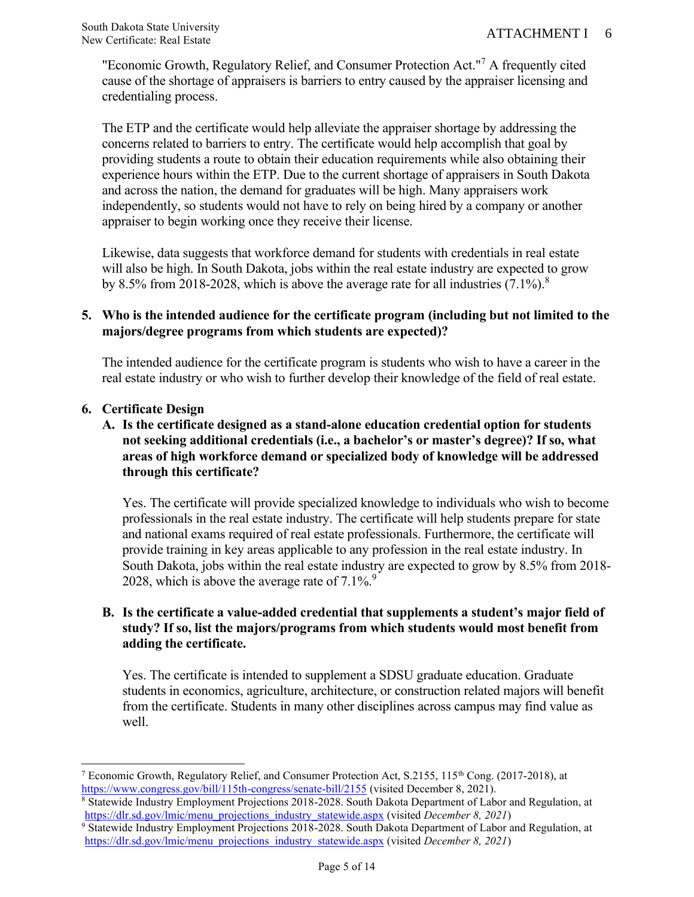"Economic Growth, Regulatory Relief, and Consumer Protection Act."[7] A frequently cited cause of the shortage of appraisers is barriers to entry caused by the appraiser licensing and credentialing process.

The ETP and the certificate would help alleviate the appraiser shortage by addressing the concerns related to barriers to entry. The certificate would help accomplish that goal by providing students a route to obtain their education requirements while also obtaining their experience hours within the ETP. Due to the current shortage of appraisers in South Dakota and across the nation, the demand for graduates will be high. Many appraisers work independently, so students would not have to rely on being hired by a company or another appraiser to begin working once they receive their license.

Likewise, data suggests that workforce demand for students with credentials in real estate will also be high. In South Dakota, jobs within the real estate industry are expected to grow by 8.5% from 2018-2028, which is above the average rate for all industries (7.1%).[8]

**5. Who is the intended audience for the certificate program (including but not limited to the majors/degree programs from which students are expected)?**

The intended audience for the certificate program is students who wish to have a career in the real estate industry or who wish to further develop their knowledge of the field of real estate.

**6. Certificate Design**

**A. Is the certificate designed as a stand-alone education credential option for students not seeking additional credentials (i.e., a bachelor's or master's degree)? If so, what areas of high workforce demand or specialized body of knowledge will be addressed through this certificate?**

Yes. The certificate will provide specialized knowledge to individuals who wish to become professionals in the real estate industry. The certificate will help students prepare for state and national exams required of real estate professionals. Furthermore, the certificate will provide training in key areas applicable to any profession in the real estate industry. In South Dakota, jobs within the real estate industry are expected to grow by 8.5% from 2018-2028, which is above the average rate of 7.1%.[9]

**B. Is the certificate a value-added credential that supplements a student's major field of study? If so, list the majors/programs from which students would most benefit from adding the certificate.**

Yes. The certificate is intended to supplement a SDSU graduate education. Graduate students in economics, agriculture, architecture, or construction related majors will benefit from the certificate. Students in many other disciplines across campus may find value as well.

---

[7] Economic Growth, Regulatory Relief, and Consumer Protection Act, S.2155, 115th Cong. (2017-2018), at https://www.congress.gov/bill/115th-congress/senate-bill/2155 (visited December 8, 2021).

[8] Statewide Industry Employment Projections 2018-2028. South Dakota Department of Labor and Regulation, at https://dlr.sd.gov/lmic/menu_projections_industry_statewide.aspx (visited *December 8, 2021*)

[9] Statewide Industry Employment Projections 2018-2028. South Dakota Department of Labor and Regulation, at https://dlr.sd.gov/lmic/menu_projections_industry_statewide.aspx (visited *December 8, 2021*)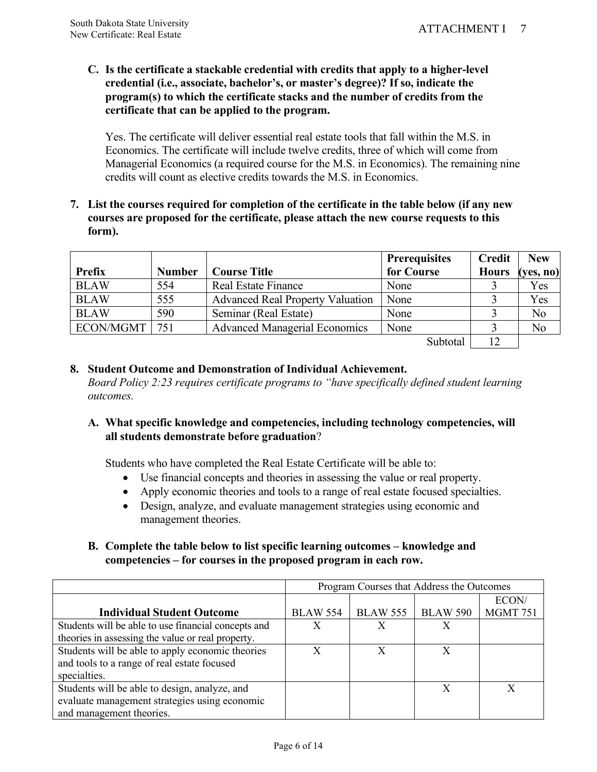**C. Is the certificate a stackable credential with credits that apply to a higher-level credential (i.e., associate, bachelor's, or master's degree)? If so, indicate the program(s) to which the certificate stacks and the number of credits from the certificate that can be applied to the program.**

Yes. The certificate will deliver essential real estate tools that fall within the M.S. in Economics. The certificate will include twelve credits, three of which will come from Managerial Economics (a required course for the M.S. in Economics). The remaining nine credits will count as elective credits towards the M.S. in Economics.

**7. List the courses required for completion of the certificate in the table below (if any new courses are proposed for the certificate, please attach the new course requests to this form).**

| Prefix | Number | Course Title | Prerequisites for Course | Credit Hours | New (yes, no) |
|---|---|---|---|---|---|
| BLAW | 554 | Real Estate Finance | None | 3 | Yes |
| BLAW | 555 | Advanced Real Property Valuation | None | 3 | Yes |
| BLAW | 590 | Seminar (Real Estate) | None | 3 | No |
| ECON/MGMT | 751 | Advanced Managerial Economics | None | 3 | No |
| | | | Subtotal | 12 | |

**8. Student Outcome and Demonstration of Individual Achievement.**

*Board Policy 2:23 requires certificate programs to "have specifically defined student learning outcomes.*

**A. What specific knowledge and competencies, including technology competencies, will all students demonstrate before graduation**?

Students who have completed the Real Estate Certificate will be able to:

- Use financial concepts and theories in assessing the value or real property.
- Apply economic theories and tools to a range of real estate focused specialties.
- Design, analyze, and evaluate management strategies using economic and management theories.

**B. Complete the table below to list specific learning outcomes – knowledge and competencies – for courses in the proposed program in each row.**

| | Program Courses that Address the Outcomes | | | |
|---|---|---|---|---|
| **Individual Student Outcome** | BLAW 554 | BLAW 555 | BLAW 590 | ECON/ MGMT 751 |
| Students will be able to use financial concepts and theories in assessing the value or real property. | X | X | X | |
| Students will be able to apply economic theories and tools to a range of real estate focused specialties. | X | X | X | |
| Students will be able to design, analyze, and evaluate management strategies using economic and management theories. | | | X | X |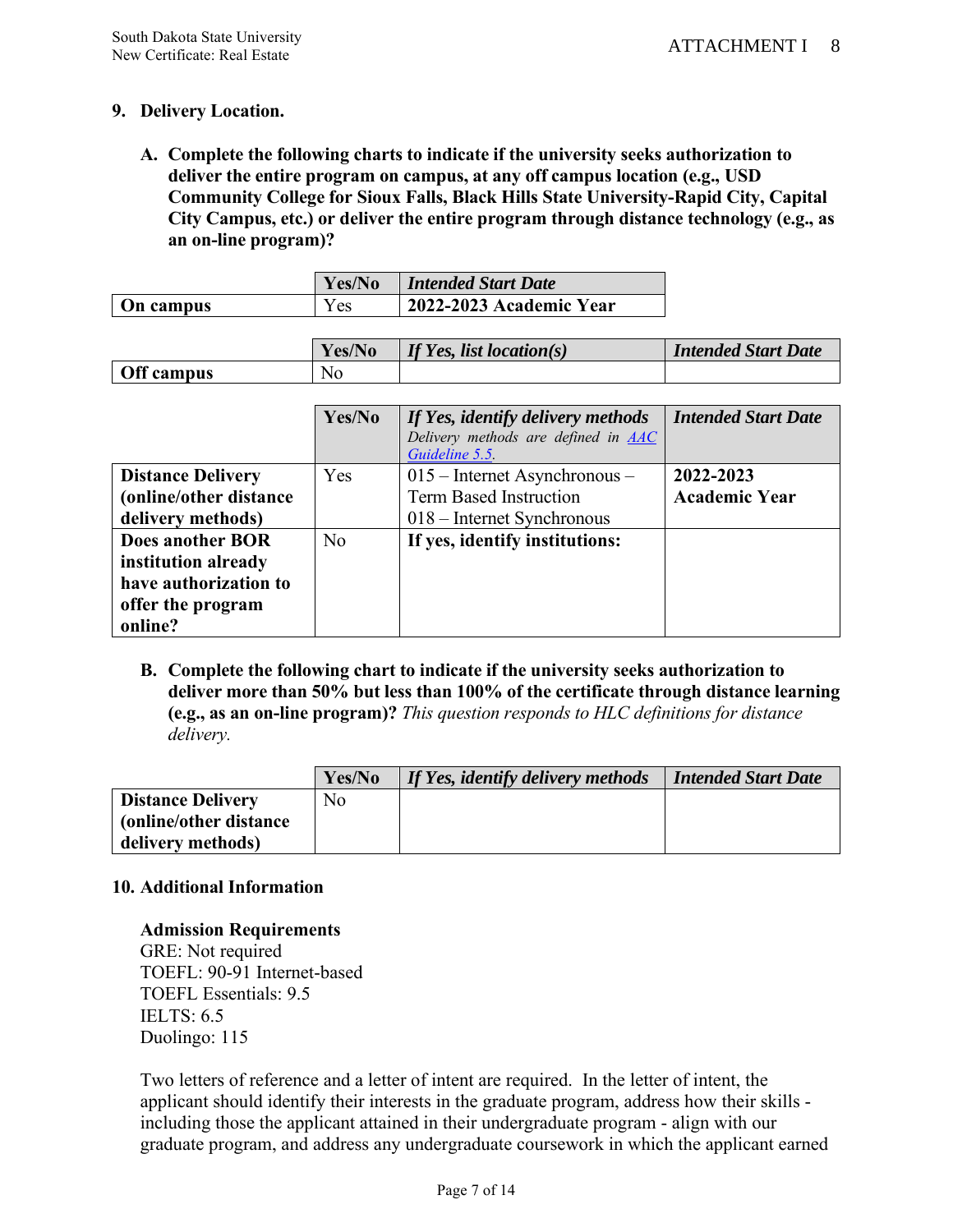## 9. Delivery Location.

**A. Complete the following charts to indicate if the university seeks authorization to deliver the entire program on campus, at any off campus location (e.g., USD Community College for Sioux Falls, Black Hills State University-Rapid City, Capital City Campus, etc.) or deliver the entire program through distance technology (e.g., as an on-line program)?**

| | **Yes/No** | ***Intended Start Date*** |
|---|---|---|
| **On campus** | Yes | **2022-2023 Academic Year** |

| | **Yes/No** | ***If Yes, list location(s)*** | ***Intended Start Date*** |
|---|---|---|---|
| **Off campus** | No | | |

| | **Yes/No** | ***If Yes, identify delivery methods*** *Delivery methods are defined in [AAC Guideline 5.5](#).* | ***Intended Start Date*** |
|---|---|---|---|
| **Distance Delivery (online/other distance delivery methods)** | Yes | 015 – Internet Asynchronous – Term Based Instruction<br>018 – Internet Synchronous | **2022-2023 Academic Year** |
| **Does another BOR institution already have authorization to offer the program online?** | No | **If yes, identify institutions:** | |

**B. Complete the following chart to indicate if the university seeks authorization to deliver more than 50% but less than 100% of the certificate through distance learning (e.g., as an on-line program)?** *This question responds to HLC definitions for distance delivery.*

| | **Yes/No** | ***If Yes, identify delivery methods*** | ***Intended Start Date*** |
|---|---|---|---|
| **Distance Delivery (online/other distance delivery methods)** | No | | |

## 10. Additional Information

**Admission Requirements**
GRE: Not required
TOEFL: 90-91 Internet-based
TOEFL Essentials: 9.5
IELTS: 6.5
Duolingo: 115

Two letters of reference and a letter of intent are required. In the letter of intent, the applicant should identify their interests in the graduate program, address how their skills - including those the applicant attained in their undergraduate program - align with our graduate program, and address any undergraduate coursework in which the applicant earned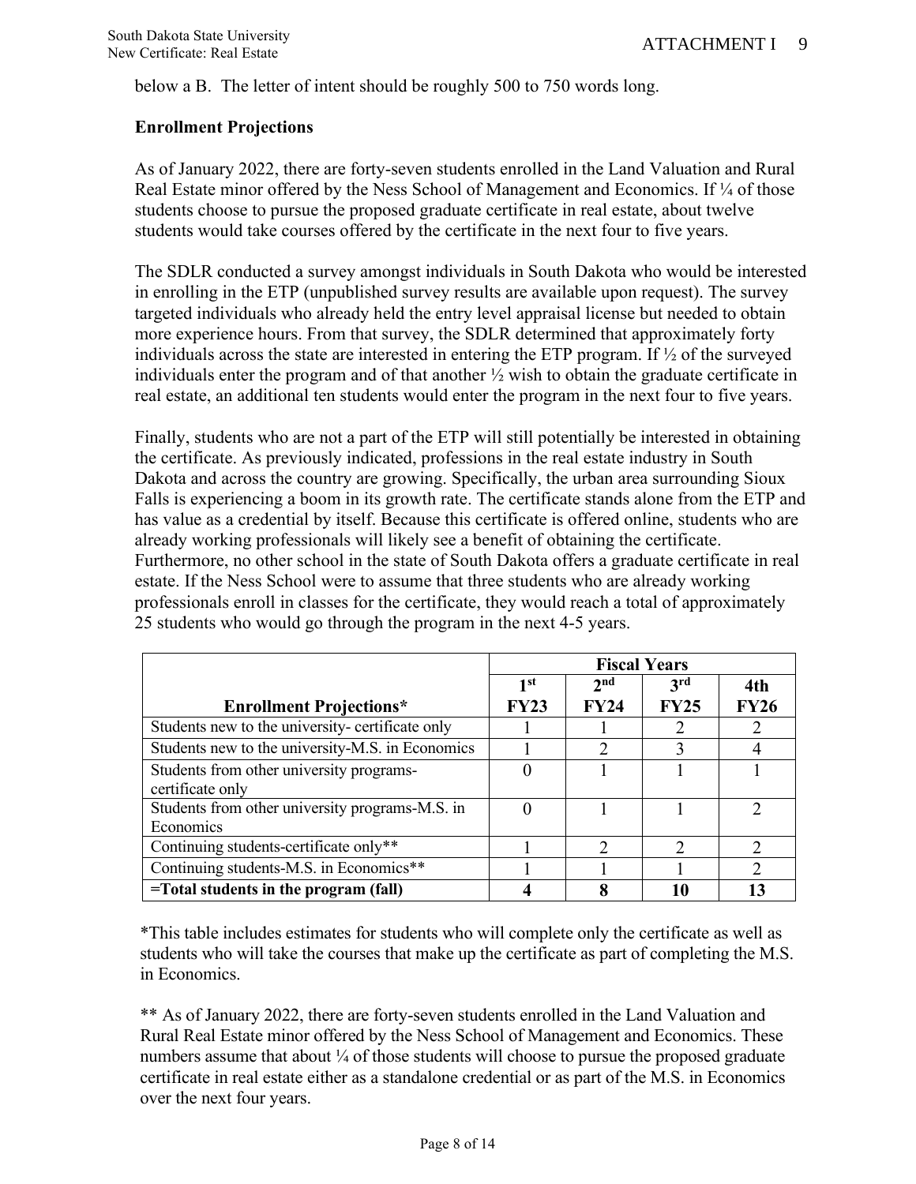below a B. The letter of intent should be roughly 500 to 750 words long.

**Enrollment Projections**

As of January 2022, there are forty-seven students enrolled in the Land Valuation and Rural Real Estate minor offered by the Ness School of Management and Economics. If ¼ of those students choose to pursue the proposed graduate certificate in real estate, about twelve students would take courses offered by the certificate in the next four to five years.

The SDLR conducted a survey amongst individuals in South Dakota who would be interested in enrolling in the ETP (unpublished survey results are available upon request). The survey targeted individuals who already held the entry level appraisal license but needed to obtain more experience hours. From that survey, the SDLR determined that approximately forty individuals across the state are interested in entering the ETP program. If ½ of the surveyed individuals enter the program and of that another ½ wish to obtain the graduate certificate in real estate, an additional ten students would enter the program in the next four to five years.

Finally, students who are not a part of the ETP will still potentially be interested in obtaining the certificate. As previously indicated, professions in the real estate industry in South Dakota and across the country are growing. Specifically, the urban area surrounding Sioux Falls is experiencing a boom in its growth rate. The certificate stands alone from the ETP and has value as a credential by itself. Because this certificate is offered online, students who are already working professionals will likely see a benefit of obtaining the certificate. Furthermore, no other school in the state of South Dakota offers a graduate certificate in real estate. If the Ness School were to assume that three students who are already working professionals enroll in classes for the certificate, they would reach a total of approximately 25 students who would go through the program in the next 4-5 years.

| | **Fiscal Years** | | | |
|---|---|---|---|---|
| **Enrollment Projections*** | **1st FY23** | **2nd FY24** | **3rd FY25** | **4th FY26** |
| Students new to the university- certificate only | 1 | 1 | 2 | 2 |
| Students new to the university-M.S. in Economics | 1 | 2 | 3 | 4 |
| Students from other university programs-certificate only | 0 | 1 | 1 | 1 |
| Students from other university programs-M.S. in Economics | 0 | 1 | 1 | 2 |
| Continuing students-certificate only** | 1 | 2 | 2 | 2 |
| Continuing students-M.S. in Economics** | 1 | 1 | 1 | 2 |
| **=Total students in the program (fall)** | **4** | **8** | **10** | **13** |

*This table includes estimates for students who will complete only the certificate as well as students who will take the courses that make up the certificate as part of completing the M.S. in Economics.

** As of January 2022, there are forty-seven students enrolled in the Land Valuation and Rural Real Estate minor offered by the Ness School of Management and Economics. These numbers assume that about ¼ of those students will choose to pursue the proposed graduate certificate in real estate either as a standalone credential or as part of the M.S. in Economics over the next four years.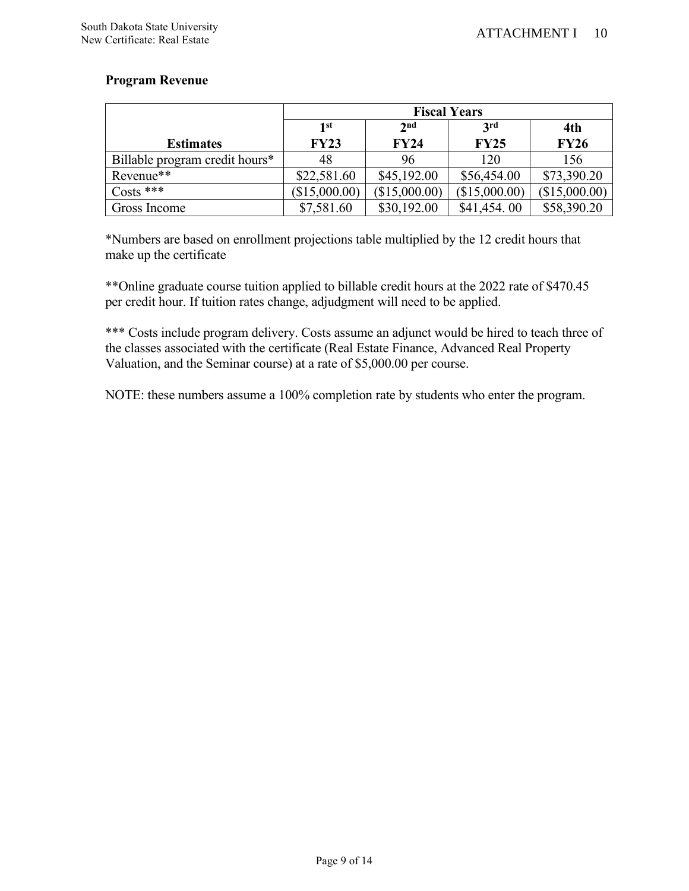**Program Revenue**

| Estimates | Fiscal Years | | | |
|---|---|---|---|---|
| | 1st FY23 | 2nd FY24 | 3rd FY25 | 4th FY26 |
| Billable program credit hours* | 48 | 96 | 120 | 156 |
| Revenue** | $22,581.60 | $45,192.00 | $56,454.00 | $73,390.20 |
| Costs *** | ($15,000.00) | ($15,000.00) | ($15,000.00) | ($15,000.00) |
| Gross Income | $7,581.60 | $30,192.00 | $41,454. 00 | $58,390.20 |

*Numbers are based on enrollment projections table multiplied by the 12 credit hours that make up the certificate

**Online graduate course tuition applied to billable credit hours at the 2022 rate of $470.45 per credit hour. If tuition rates change, adjudgment will need to be applied.

*** Costs include program delivery. Costs assume an adjunct would be hired to teach three of the classes associated with the certificate (Real Estate Finance, Advanced Real Property Valuation, and the Seminar course) at a rate of $5,000.00 per course.

NOTE: these numbers assume a 100% completion rate by students who enter the program.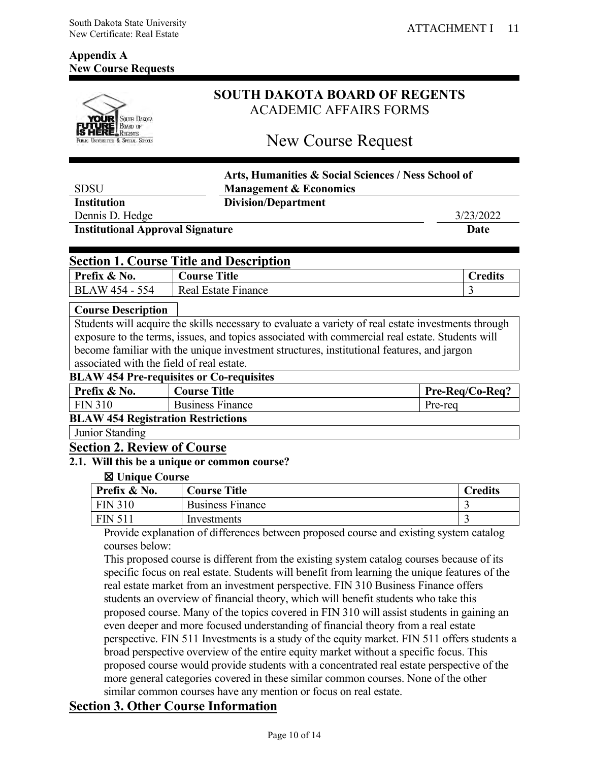**Appendix A**
**New Course Requests**

# SOUTH DAKOTA BOARD OF REGENTS
ACADEMIC AFFAIRS FORMS

# New Course Request

| SDSU | Arts, Humanities & Social Sciences / Ness School of Management & Economics |
|---|---|
| **Institution** | **Division/Department** |

| Dennis D. Hedge | 3/23/2022 |
|---|---|
| **Institutional Approval Signature** | **Date** |

## Section 1. Course Title and Description

| Prefix & No. | Course Title | Credits |
|---|---|---|
| BLAW 454 - 554 | Real Estate Finance | 3 |

**Course Description**

Students will acquire the skills necessary to evaluate a variety of real estate investments through exposure to the terms, issues, and topics associated with commercial real estate. Students will become familiar with the unique investment structures, institutional features, and jargon associated with the field of real estate.

**BLAW 454 Pre-requisites or Co-requisites**

| Prefix & No. | Course Title | Pre-Req/Co-Req? |
|---|---|---|
| FIN 310 | Business Finance | Pre-req |

**BLAW 454 Registration Restrictions**

Junior Standing

## Section 2. Review of Course

### 2.1. Will this be a unique or common course?

☒ **Unique Course**

| Prefix & No. | Course Title | Credits |
|---|---|---|
| FIN 310 | Business Finance | 3 |
| FIN 511 | Investments | 3 |

Provide explanation of differences between proposed course and existing system catalog courses below:

This proposed course is different from the existing system catalog courses because of its specific focus on real estate. Students will benefit from learning the unique features of the real estate market from an investment perspective. FIN 310 Business Finance offers students an overview of financial theory, which will benefit students who take this proposed course. Many of the topics covered in FIN 310 will assist students in gaining an even deeper and more focused understanding of financial theory from a real estate perspective. FIN 511 Investments is a study of the equity market. FIN 511 offers students a broad perspective overview of the entire equity market without a specific focus. This proposed course would provide students with a concentrated real estate perspective of the more general categories covered in these similar common courses. None of the other similar common courses have any mention or focus on real estate.

## Section 3. Other Course Information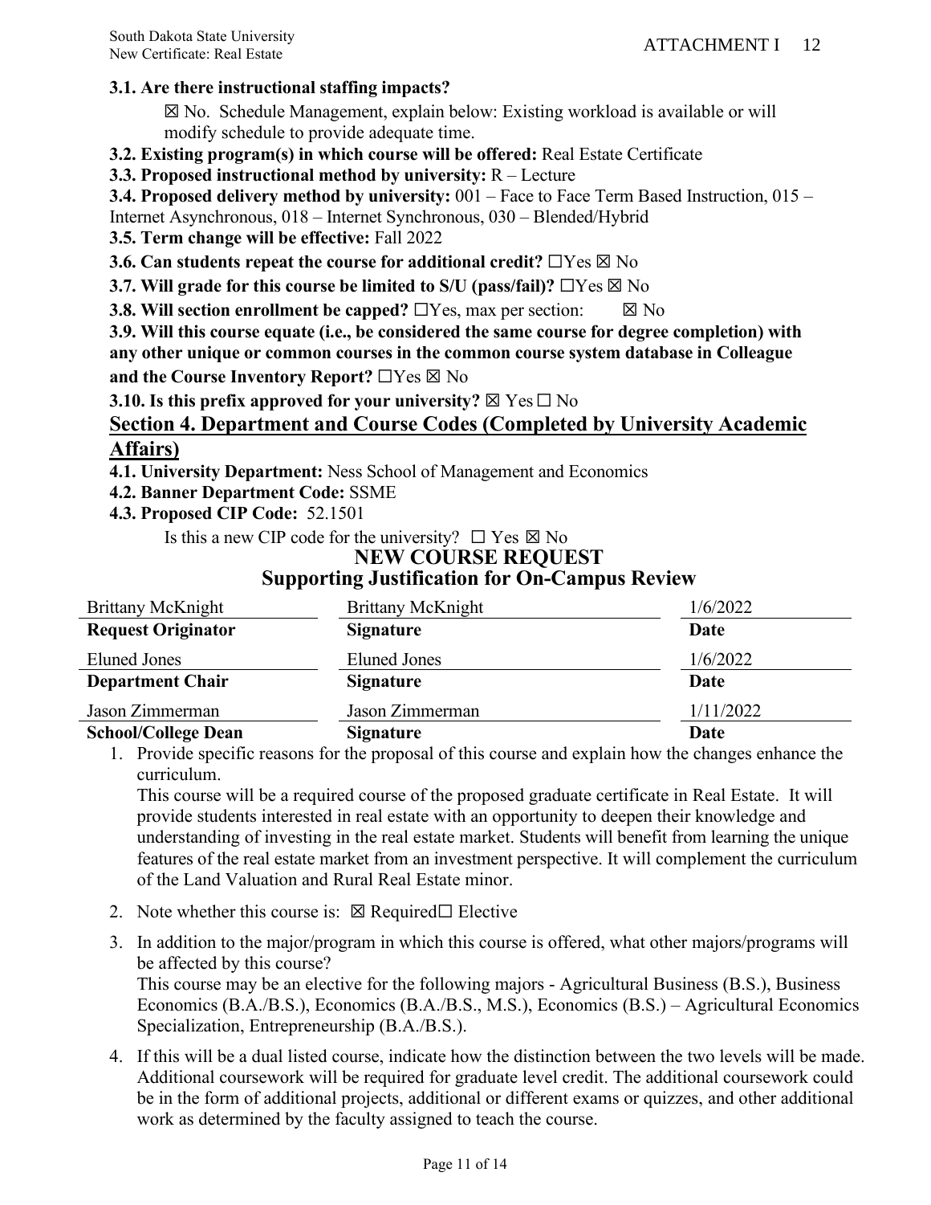**3.1. Are there instructional staffing impacts?**

☒ No. Schedule Management, explain below: Existing workload is available or will modify schedule to provide adequate time.

**3.2. Existing program(s) in which course will be offered:** Real Estate Certificate

**3.3. Proposed instructional method by university:** R – Lecture

**3.4. Proposed delivery method by university:** 001 – Face to Face Term Based Instruction, 015 – Internet Asynchronous, 018 – Internet Synchronous, 030 – Blended/Hybrid

**3.5. Term change will be effective:** Fall 2022

**3.6. Can students repeat the course for additional credit?** ☐Yes ☒ No

**3.7. Will grade for this course be limited to S/U (pass/fail)?** ☐Yes ☒ No

**3.8. Will section enrollment be capped?** ☐Yes, max per section: ☒ No

**3.9. Will this course equate (i.e., be considered the same course for degree completion) with any other unique or common courses in the common course system database in Colleague and the Course Inventory Report?** ☐Yes ☒ No

**3.10. Is this prefix approved for your university?** ☒ Yes ☐ No

## Section 4. Department and Course Codes (Completed by University Academic Affairs)

**4.1. University Department:** Ness School of Management and Economics

**4.2. Banner Department Code:** SSME

**4.3. Proposed CIP Code:** 52.1501

Is this a new CIP code for the university? ☐ Yes ☒ No

## NEW COURSE REQUEST
## Supporting Justification for On-Campus Review

| Brittany McKnight | Brittany McKnight | 1/6/2022 |
|---|---|---|
| **Request Originator** | **Signature** | **Date** |
| Eluned Jones | Eluned Jones | 1/6/2022 |
| **Department Chair** | **Signature** | **Date** |
| Jason Zimmerman | Jason Zimmerman | 1/11/2022 |
| **School/College Dean** | **Signature** | **Date** |

1. Provide specific reasons for the proposal of this course and explain how the changes enhance the curriculum.
   This course will be a required course of the proposed graduate certificate in Real Estate. It will provide students interested in real estate with an opportunity to deepen their knowledge and understanding of investing in the real estate market. Students will benefit from learning the unique features of the real estate market from an investment perspective. It will complement the curriculum of the Land Valuation and Rural Real Estate minor.

2. Note whether this course is: ☒ Required☐ Elective

3. In addition to the major/program in which this course is offered, what other majors/programs will be affected by this course?
   This course may be an elective for the following majors - Agricultural Business (B.S.), Business Economics (B.A./B.S.), Economics (B.A./B.S., M.S.), Economics (B.S.) – Agricultural Economics Specialization, Entrepreneurship (B.A./B.S.).

4. If this will be a dual listed course, indicate how the distinction between the two levels will be made.
   Additional coursework will be required for graduate level credit. The additional coursework could be in the form of additional projects, additional or different exams or quizzes, and other additional work as determined by the faculty assigned to teach the course.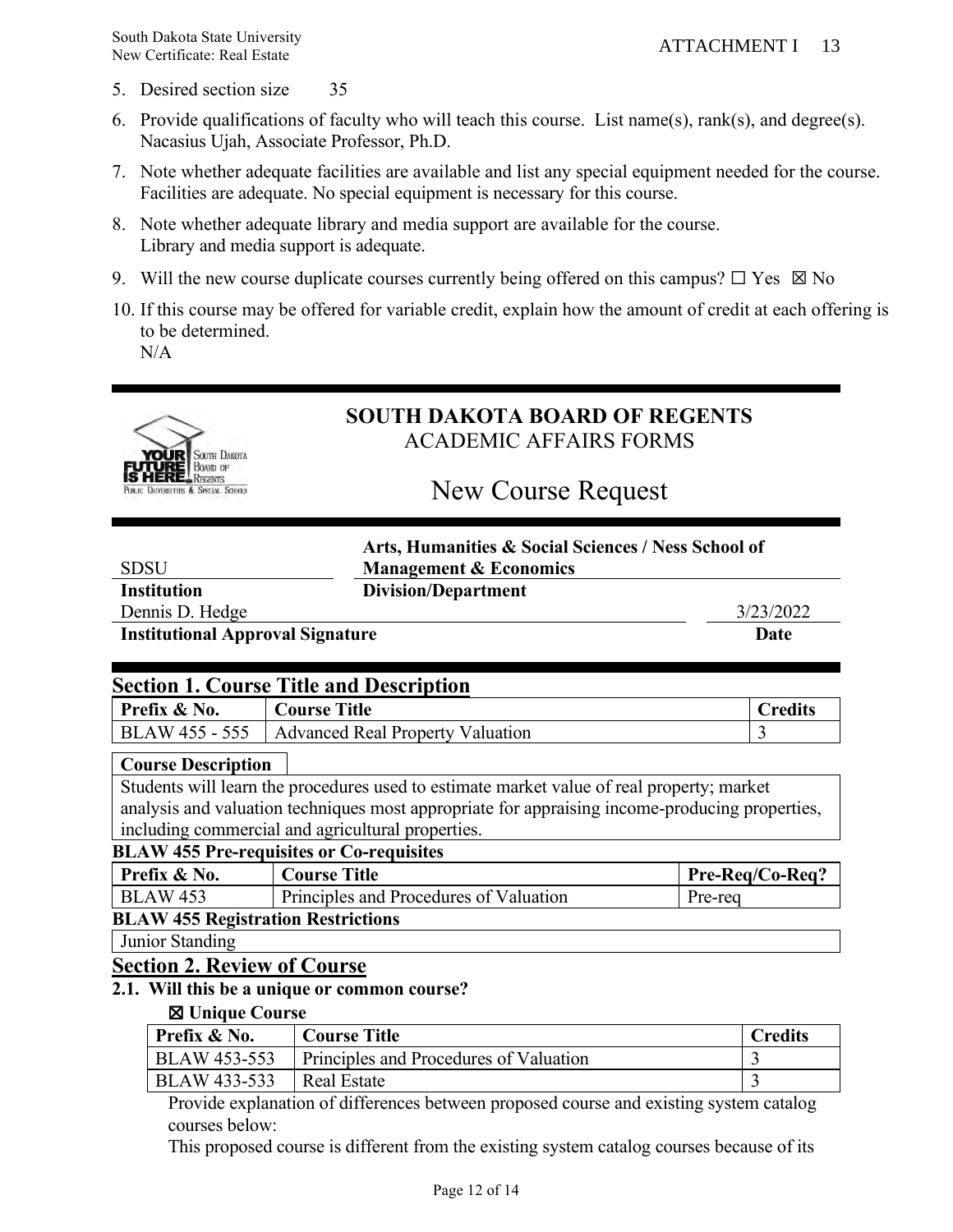5. Desired section size 35
6. Provide qualifications of faculty who will teach this course. List name(s), rank(s), and degree(s).
   Nacasius Ujah, Associate Professor, Ph.D.
7. Note whether adequate facilities are available and list any special equipment needed for the course.
   Facilities are adequate. No special equipment is necessary for this course.
8. Note whether adequate library and media support are available for the course.
   Library and media support is adequate.
9. Will the new course duplicate courses currently being offered on this campus? ☐ Yes ☒ No
10. If this course may be offered for variable credit, explain how the amount of credit at each offering is to be determined.
    N/A

---

## SOUTH DAKOTA BOARD OF REGENTS

ACADEMIC AFFAIRS FORMS

# New Course Request

---

| SDSU | Arts, Humanities & Social Sciences / Ness School of Management & Economics | |
|---|---|---|
| **Institution** | **Division/Department** | |
| Dennis D. Hedge | | 3/23/2022 |
| **Institutional Approval Signature** | | **Date** |

---

## Section 1. Course Title and Description

| Prefix & No. | Course Title | Credits |
|---|---|---|
| BLAW 455 - 555 | Advanced Real Property Valuation | 3 |

**Course Description**

Students will learn the procedures used to estimate market value of real property; market analysis and valuation techniques most appropriate for appraising income-producing properties, including commercial and agricultural properties.

**BLAW 455 Pre-requisites or Co-requisites**

| Prefix & No. | Course Title | Pre-Req/Co-Req? |
|---|---|---|
| BLAW 453 | Principles and Procedures of Valuation | Pre-req |

**BLAW 455 Registration Restrictions**

Junior Standing

## Section 2. Review of Course

**2.1. Will this be a unique or common course?**

☒ **Unique Course**

| Prefix & No. | Course Title | Credits |
|---|---|---|
| BLAW 453-553 | Principles and Procedures of Valuation | 3 |
| BLAW 433-533 | Real Estate | 3 |

Provide explanation of differences between proposed course and existing system catalog courses below:

This proposed course is different from the existing system catalog courses because of its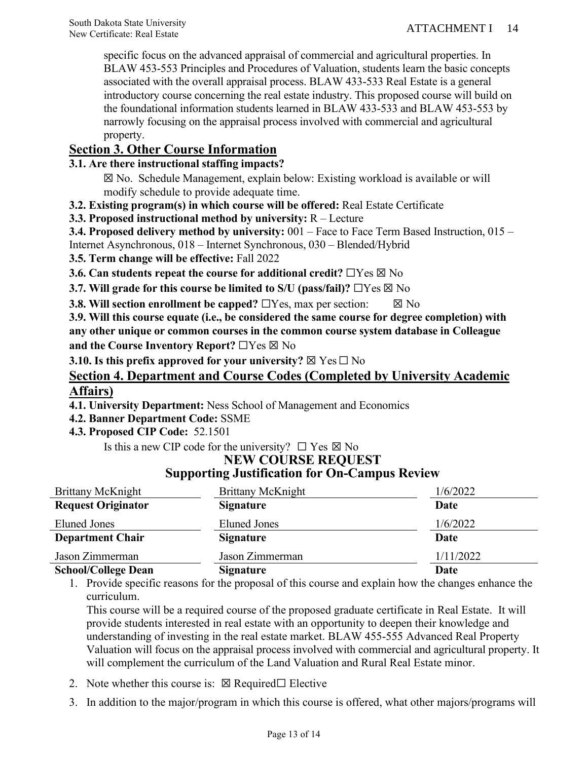specific focus on the advanced appraisal of commercial and agricultural properties. In BLAW 453-553 Principles and Procedures of Valuation, students learn the basic concepts associated with the overall appraisal process. BLAW 433-533 Real Estate is a general introductory course concerning the real estate industry. This proposed course will build on the foundational information students learned in BLAW 433-533 and BLAW 453-553 by narrowly focusing on the appraisal process involved with commercial and agricultural property.

## Section 3. Other Course Information

**3.1. Are there instructional staffing impacts?**

☒ No. Schedule Management, explain below: Existing workload is available or will modify schedule to provide adequate time.

**3.2. Existing program(s) in which course will be offered:** Real Estate Certificate

**3.3. Proposed instructional method by university:** R – Lecture

**3.4. Proposed delivery method by university:** 001 – Face to Face Term Based Instruction, 015 – Internet Asynchronous, 018 – Internet Synchronous, 030 – Blended/Hybrid

**3.5. Term change will be effective:** Fall 2022

**3.6. Can students repeat the course for additional credit?** ☐Yes ☒ No

**3.7. Will grade for this course be limited to S/U (pass/fail)?** ☐Yes ☒ No

**3.8. Will section enrollment be capped?** ☐Yes, max per section: ☒ No

**3.9. Will this course equate (i.e., be considered the same course for degree completion) with any other unique or common courses in the common course system database in Colleague and the Course Inventory Report?** ☐Yes ☒ No

**3.10. Is this prefix approved for your university?** ☒ Yes ☐ No

## Section 4. Department and Course Codes (Completed by University Academic Affairs)

**4.1. University Department:** Ness School of Management and Economics

**4.2. Banner Department Code:** SSME

**4.3. Proposed CIP Code:** 52.1501

Is this a new CIP code for the university? ☐ Yes ☒ No

## NEW COURSE REQUEST
## Supporting Justification for On-Campus Review

| Brittany McKnight | Brittany McKnight | 1/6/2022 |
|---|---|---|
| **Request Originator** | **Signature** | **Date** |
| Eluned Jones | Eluned Jones | 1/6/2022 |
| **Department Chair** | **Signature** | **Date** |
| Jason Zimmerman | Jason Zimmerman | 1/11/2022 |
| **School/College Dean** | **Signature** | **Date** |

1. Provide specific reasons for the proposal of this course and explain how the changes enhance the curriculum.

   This course will be a required course of the proposed graduate certificate in Real Estate. It will provide students interested in real estate with an opportunity to deepen their knowledge and understanding of investing in the real estate market. BLAW 455-555 Advanced Real Property Valuation will focus on the appraisal process involved with commercial and agricultural property. It will complement the curriculum of the Land Valuation and Rural Real Estate minor.

2. Note whether this course is: ☒ Required☐ Elective

3. In addition to the major/program in which this course is offered, what other majors/programs will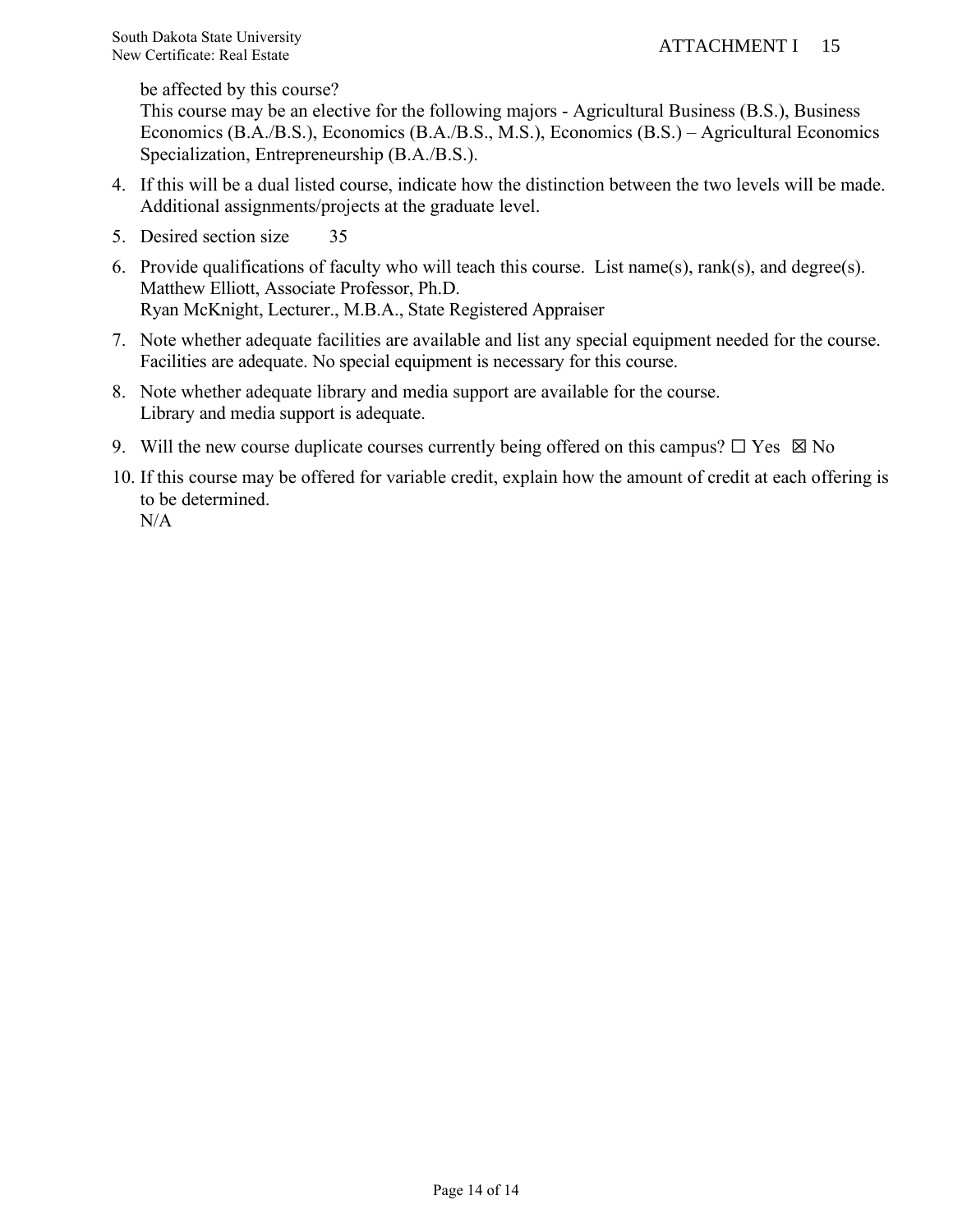be affected by this course?
This course may be an elective for the following majors - Agricultural Business (B.S.), Business Economics (B.A./B.S.), Economics (B.A./B.S., M.S.), Economics (B.S.) – Agricultural Economics Specialization, Entrepreneurship (B.A./B.S.).

4. If this will be a dual listed course, indicate how the distinction between the two levels will be made.
   Additional assignments/projects at the graduate level.
5. Desired section size 35
6. Provide qualifications of faculty who will teach this course. List name(s), rank(s), and degree(s).
   Matthew Elliott, Associate Professor, Ph.D.
   Ryan McKnight, Lecturer., M.B.A., State Registered Appraiser
7. Note whether adequate facilities are available and list any special equipment needed for the course.
   Facilities are adequate. No special equipment is necessary for this course.
8. Note whether adequate library and media support are available for the course.
   Library and media support is adequate.
9. Will the new course duplicate courses currently being offered on this campus? ☐ Yes ☒ No
10. If this course may be offered for variable credit, explain how the amount of credit at each offering is to be determined.
    N/A